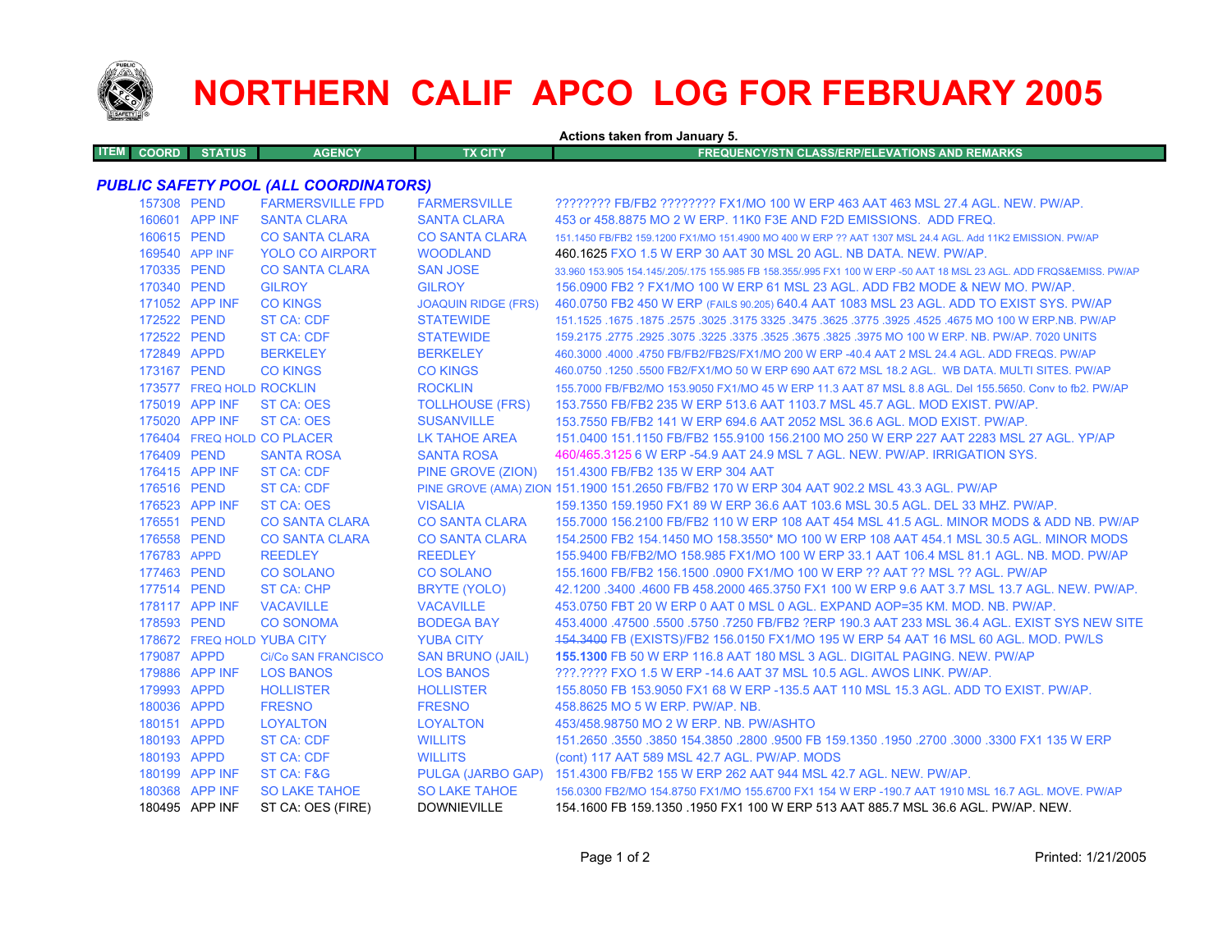# NORTHERN CALIF APCO LOG FOR FEBRUARY 2005

**Actions taken from January 5.**

| ITEM | COORD | STATUS | AGENCY | TX CITY | FREQUENCY/STN CLASS/ERP/ELEVATIONS AND REMARKS |
|---|---|---|---|---|---|

### *PUBLIC SAFETY POOL (ALL COORDINATORS)*

| ITEM | COORD | STATUS | AGENCY | TX CITY | FREQUENCY/STN CLASS/ERP/ELEVATIONS AND REMARKS |
|---|---|---|---|---|---|
| | 157308 | PEND | FARMERSVILLE FPD | FARMERSVILLE | ???????? FB/FB2 ???????? FX1/MO 100 W ERP 463 AAT 463 MSL 27.4 AGL. NEW. PW/AP. |
| | 160601 | APP INF | SANTA CLARA | SANTA CLARA | 453 or 458.8875 MO 2 W ERP. 11K0 F3E AND F2D EMISSIONS. ADD FREQ. |
| | 160615 | PEND | CO SANTA CLARA | CO SANTA CLARA | 151.1450 FB/FB2 159.1200 FX1/MO 151.4900 MO 400 W ERP ?? AAT 1307 MSL 24.4 AGL. Add 11K2 EMISSION. PW/AP |
| | 169540 | APP INF | YOLO CO AIRPORT | WOODLAND | 460.1625 FXO 1.5 W ERP 30 AAT 30 MSL 20 AGL. NB DATA. NEW. PW/AP. |
| | 170335 | PEND | CO SANTA CLARA | SAN JOSE | 33.960 153.905 154.145/.205/.175 155.985 FB 158.355/.995 FX1 100 W ERP -50 AAT 18 MSL 23 AGL. ADD FRQS&EMISS. PW/AP |
| | 170340 | PEND | GILROY | GILROY | 156.0900 FB2 ? FX1/MO 100 W ERP 61 MSL 23 AGL. ADD FB2 MODE & NEW MO. PW/AP. |
| | 171052 | APP INF | CO KINGS | JOAQUIN RIDGE (FRS) | 460.0750 FB2 450 W ERP (FAILS 90.205) 640.4 AAT 1083 MSL 23 AGL. ADD TO EXIST SYS. PW/AP |
| | 172522 | PEND | ST CA: CDF | STATEWIDE | 151.1525 .1675 .1875 .2575 .3025 .3175 3325 .3475 .3625 .3775 .3925 .4525 .4675 MO 100 W ERP.NB. PW/AP |
| | 172522 | PEND | ST CA: CDF | STATEWIDE | 159.2175 .2775 .2925 .3075 .3225 .3375 .3525 .3675 .3825 .3975 MO 100 W ERP. NB. PW/AP. 7020 UNITS |
| | 172849 | APPD | BERKELEY | BERKELEY | 460.3000 .4000 .4750 FB/FB2/FB2S/FX1/MO 200 W ERP -40.4 AAT 2 MSL 24.4 AGL. ADD FREQS. PW/AP |
| | 173167 | PEND | CO KINGS | CO KINGS | 460.0750 .1250 .5500 FB2/FX1/MO 50 W ERP 690 AAT 672 MSL 18.2 AGL. WB DATA. MULTI SITES. PW/AP |
| | 173577 | FREQ HOLD | ROCKLIN | ROCKLIN | 155.7000 FB/FB2/MO 153.9050 FX1/MO 45 W ERP 11.3 AAT 87 MSL 8.8 AGL. Del 155.5650. Conv to fb2. PW/AP |
| | 175019 | APP INF | ST CA: OES | TOLLHOUSE (FRS) | 153.7550 FB/FB2 235 W ERP 513.6 AAT 1103.7 MSL 45.7 AGL. MOD EXIST. PW/AP. |
| | 175020 | APP INF | ST CA: OES | SUSANVILLE | 153.7550 FB/FB2 141 W ERP 694.6 AAT 2052 MSL 36.6 AGL. MOD EXIST. PW/AP. |
| | 176404 | FREQ HOLD | CO PLACER | LK TAHOE AREA | 151.0400 151.1150 FB/FB2 155.9100 156.2100 MO 250 W ERP 227 AAT 2283 MSL 27 AGL. YP/AP |
| | 176409 | PEND | SANTA ROSA | SANTA ROSA | 460/465.3125 6 W ERP -54.9 AAT 24.9 MSL 7 AGL. NEW. PW/AP. IRRIGATION SYS. |
| | 176415 | APP INF | ST CA: CDF | PINE GROVE (ZION) | 151.4300 FB/FB2 135 W ERP 304 AAT |
| | 176516 | PEND | ST CA: CDF | PINE GROVE (AMA) ZION | 151.1900 151.2650 FB/FB2 170 W ERP 304 AAT 902.2 MSL 43.3 AGL. PW/AP |
| | 176523 | APP INF | ST CA: OES | VISALIA | 159.1350 159.1950 FX1 89 W ERP 36.6 AAT 103.6 MSL 30.5 AGL. DEL 33 MHZ. PW/AP. |
| | 176551 | PEND | CO SANTA CLARA | CO SANTA CLARA | 155.7000 156.2100 FB/FB2 110 W ERP 108 AAT 454 MSL 41.5 AGL. MINOR MODS & ADD NB. PW/AP |
| | 176558 | PEND | CO SANTA CLARA | CO SANTA CLARA | 154.2500 FB2 154.1450 MO 158.3550* MO 100 W ERP 108 AAT 454.1 MSL 30.5 AGL. MINOR MODS |
| | 176783 | APPD | REEDLEY | REEDLEY | 155.9400 FB/FB2/MO 158.985 FX1/MO 100 W ERP 33.1 AAT 106.4 MSL 81.1 AGL. NB. MOD. PW/AP |
| | 177463 | PEND | CO SOLANO | CO SOLANO | 155.1600 FB/FB2 156.1500 .0900 FX1/MO 100 W ERP ?? AAT ?? MSL ?? AGL. PW/AP |
| | 177514 | PEND | ST CA: CHP | BRYTE (YOLO) | 42.1200 .3400 .4600 FB 458.2000 465.3750 FX1 100 W ERP 9.6 AAT 3.7 MSL 13.7 AGL. NEW. PW/AP. |
| | 178117 | APP INF | VACAVILLE | VACAVILLE | 453.0750 FBT 20 W ERP 0 AAT 0 MSL 0 AGL. EXPAND AOP=35 KM. MOD. NB. PW/AP. |
| | 178593 | PEND | CO SONOMA | BODEGA BAY | 453.4000 .47500 .5500 .5750 .7250 FB/FB2 ?ERP 190.3 AAT 233 MSL 36.4 AGL. EXIST SYS NEW SITE |
| | 178672 | FREQ HOLD | YUBA CITY | YUBA CITY | ~~154.3400~~ FB (EXISTS)/FB2 156.0150 FX1/MO 195 W ERP 54 AAT 16 MSL 60 AGL. MOD. PW/LS |
| | 179087 | APPD | Ci/Co SAN FRANCISCO | SAN BRUNO (JAIL) | **155.1300** FB 50 W ERP 116.8 AAT 180 MSL 3 AGL. DIGITAL PAGING. NEW. PW/AP |
| | 179886 | APP INF | LOS BANOS | LOS BANOS | ???.???? FXO 1.5 W ERP -14.6 AAT 37 MSL 10.5 AGL. AWOS LINK. PW/AP. |
| | 179993 | APPD | HOLLISTER | HOLLISTER | 155.8050 FB 153.9050 FX1 68 W ERP -135.5 AAT 110 MSL 15.3 AGL. ADD TO EXIST. PW/AP. |
| | 180036 | APPD | FRESNO | FRESNO | 458.8625 MO 5 W ERP. PW/AP. NB. |
| | 180151 | APPD | LOYALTON | LOYALTON | 453/458.98750 MO 2 W ERP. NB. PW/ASHTO |
| | 180193 | APPD | ST CA: CDF | WILLITS | 151.2650 .3550 .3850 154.3850 .2800 .9500 FB 159.1350 .1950 .2700 .3000 .3300 FX1 135 W ERP |
| | 180193 | APPD | ST CA: CDF | WILLITS | (cont) 117 AAT 589 MSL 42.7 AGL. PW/AP. MODS |
| | 180199 | APP INF | ST CA: F&G | PULGA (JARBO GAP) | 151.4300 FB/FB2 155 W ERP 262 AAT 944 MSL 42.7 AGL. NEW. PW/AP. |
| | 180368 | APP INF | SO LAKE TAHOE | SO LAKE TAHOE | 156.0300 FB2/MO 154.8750 FX1/MO 155.6700 FX1 154 W ERP -190.7 AAT 1910 MSL 16.7 AGL. MOVE. PW/AP |
| | 180495 | APP INF | ST CA: OES (FIRE) | DOWNIEVILLE | 154.1600 FB 159.1350 .1950 FX1 100 W ERP 513 AAT 885.7 MSL 36.6 AGL. PW/AP. NEW. |

Printed: 1/21/2005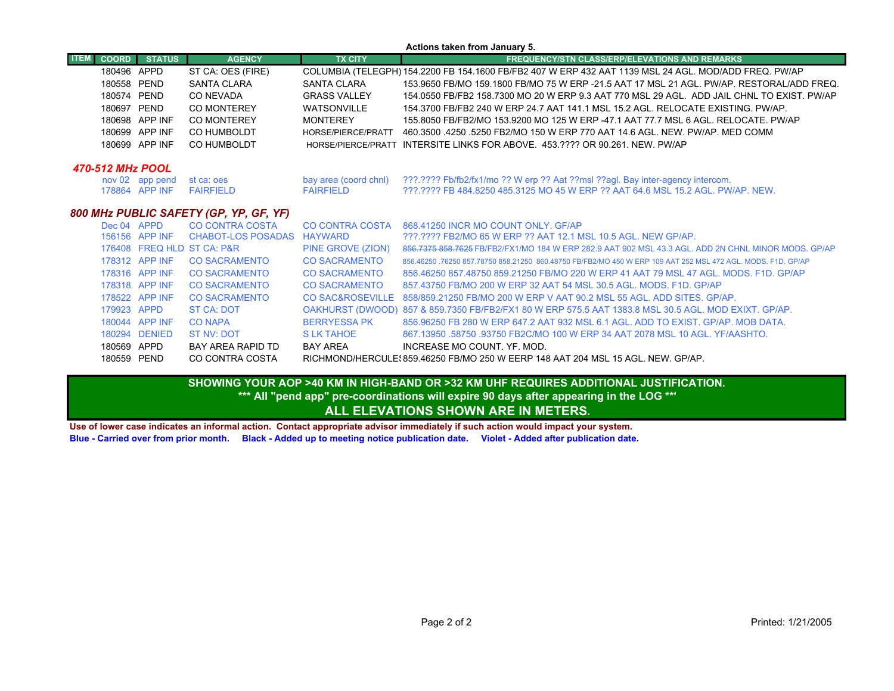**Actions taken from January 5.**

| ITEM | COORD | STATUS | AGENCY | TX CITY | FREQUENCY/STN CLASS/ERP/ELEVATIONS AND REMARKS |
|---|---|---|---|---|---|
| | 180496 | APPD | ST CA: OES (FIRE) | COLUMBIA (TELEGPH) | 154.2200 FB 154.1600 FB/FB2 407 W ERP 432 AAT 1139 MSL 24 AGL. MOD/ADD FREQ. PW/AP |
| | 180558 | PEND | SANTA CLARA | SANTA CLARA | 153.9650 FB/MO 159.1800 FB/MO 75 W ERP -21.5 AAT 17 MSL 21 AGL. PW/AP. RESTORAL/ADD FREQ. |
| | 180574 | PEND | CO NEVADA | GRASS VALLEY | 154.0550 FB/FB2 158.7300 MO 20 W ERP 9.3 AAT 770 MSL 29 AGL. ADD JAIL CHNL TO EXIST. PW/AP |
| | 180697 | PEND | CO MONTEREY | WATSONVILLE | 154.3700 FB/FB2 240 W ERP 24.7 AAT 141.1 MSL 15.2 AGL. RELOCATE EXISTING. PW/AP. |
| | 180698 | APP INF | CO MONTEREY | MONTEREY | 155.8050 FB/FB2/MO 153.9200 MO 125 W ERP -47.1 AAT 77.7 MSL 6 AGL. RELOCATE. PW/AP |
| | 180699 | APP INF | CO HUMBOLDT | HORSE/PIERCE/PRATT | 460.3500 .4250 .5250 FB2/MO 150 W ERP 770 AAT 14.6 AGL. NEW. PW/AP. MED COMM |
| | 180699 | APP INF | CO HUMBOLDT | HORSE/PIERCE/PRATT | INTERSITE LINKS FOR ABOVE. 453.???? OR 90.261. NEW. PW/AP |
| ***470-512 MHz POOL*** | | | | | |
| | nov 02 | app pend | st ca: oes | bay area (coord chnl) | ???.???? Fb/fb2/fx1/mo ?? W erp ?? Aat ??msl ??agl. Bay inter-agency intercom. |
| | 178864 | APP INF | FAIRFIELD | FAIRFIELD | ???.???? FB 484.8250 485.3125 MO 45 W ERP ?? AAT 64.6 MSL 15.2 AGL. PW/AP. NEW. |
| ***800 MHz PUBLIC SAFETY (GP, YP, GF, YF)*** | | | | | |
| | Dec 04 | APPD | CO CONTRA COSTA | CO CONTRA COSTA | 868.41250 INCR MO COUNT ONLY. GF/AP |
| | 156156 | APP INF | CHABOT-LOS POSADAS | HAYWARD | ???.???? FB2/MO 65 W ERP ?? AAT 12.1 MSL 10.5 AGL. NEW GP/AP. |
| | 176408 | FREQ HLD | ST CA: P&R | PINE GROVE (ZION) | ~~856.7375 858.7625~~ FB/FB2/FX1/MO 184 W ERP 282.9 AAT 902 MSL 43.3 AGL. ADD 2N CHNL MINOR MODS. GP/AP |
| | 178312 | APP INF | CO SACRAMENTO | CO SACRAMENTO | 856.46250 .76250 857.78750 858.21250 860.48750 FB/FB2/MO 450 W ERP 109 AAT 252 MSL 472 AGL. MODS. F1D. GP/AP |
| | 178316 | APP INF | CO SACRAMENTO | CO SACRAMENTO | 856.46250 857.48750 859.21250 FB/MO 220 W ERP 41 AAT 79 MSL 47 AGL. MODS. F1D. GP/AP |
| | 178318 | APP INF | CO SACRAMENTO | CO SACRAMENTO | 857.43750 FB/MO 200 W ERP 32 AAT 54 MSL 30.5 AGL. MODS. F1D. GP/AP |
| | 178522 | APP INF | CO SACRAMENTO | CO SAC&ROSEVILLE | 858/859.21250 FB/MO 200 W ERP V AAT 90.2 MSL 55 AGL. ADD SITES. GP/AP. |
| | 179923 | APPD | ST CA: DOT | OAKHURST (DWOOD) | 857 & 859.7350 FB/FB2/FX1 80 W ERP 575.5 AAT 1383.8 MSL 30.5 AGL. MOD EXIXT. GP/AP. |
| | 180044 | APP INF | CO NAPA | BERRYESSA PK | 856.96250 FB 280 W ERP 647.2 AAT 932 MSL 6.1 AGL. ADD TO EXIST. GP/AP. MOB DATA. |
| | 180294 | DENIED | ST NV: DOT | S LK TAHOE | 867.13950 .58750 .93750 FB2C/MO 100 W ERP 34 AAT 2078 MSL 10 AGL. YF/AASHTO. |
| | 180569 | APPD | BAY AREA RAPID TD | BAY AREA | INCREASE MO COUNT. YF. MOD. |
| | 180559 | PEND | CO CONTRA COSTA | RICHMOND/HERCULES | 859.46250 FB/MO 250 W EERP 148 AAT 204 MSL 15 AGL. NEW. GP/AP. |

**SHOWING YOUR AOP >40 KM IN HIGH-BAND OR >32 KM UHF REQUIRES ADDITIONAL JUSTIFICATION.**
**\*\*\* All "pend app" pre-coordinations will expire 90 days after appearing in the LOG \*\*\***
**ALL ELEVATIONS SHOWN ARE IN METERS.**

**Use of lower case indicates an informal action. Contact appropriate advisor immediately if such action would impact your system.**

**Blue - Carried over from prior month. Black - Added up to meeting notice publication date. Violet - Added after publication date.**

Printed: 1/21/2005